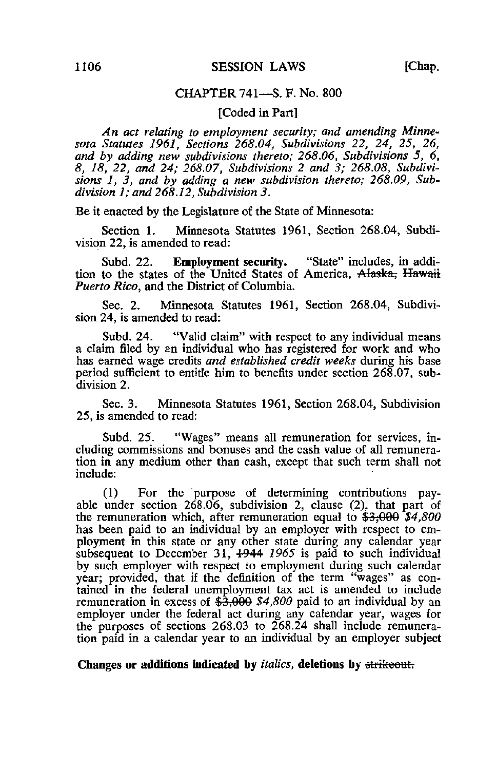## CHAPTER 741—S. F. No. 800

[Coded in Part]

*An act relating to employment security; and amending Minnesota Statutes 1961, Sections 268.04, Subdivisions 22, 24, 25, 26, and by adding new subdivisions thereto; 268.06, Subdivisions 5, 6, 8, 18, 22, and 24; 268.07, Subdivisions 2 and 3; 268.08, Subdivisions 1, 3, and by adding a new subdivision thereto; 268.09, Subdivision 1; and 268.12, Subdivision 3.*

Be it enacted by the Legislature of the State of Minnesota:

Section 1. Minnesota Statutes 1961, Section 268.04, Subdivision 22, is amended to read:

Subd. 22. **Employment security.** "State" includes, in addition to the states of the United States of America, ~~Alaska, Hawaii~~ *Puerto Rico*, and the District of Columbia.

Sec. 2. Minnesota Statutes 1961, Section 268.04, Subdivision 24, is amended to read:

Subd. 24. "Valid claim" with respect to any individual means a claim filed by an individual who has registered for work and who has earned wage credits *and established credit weeks* during his base period sufficient to entitle him to benefits under section 268.07, subdivision 2.

Sec. 3. Minnesota Statutes 1961, Section 268.04, Subdivision 25, is amended to read:

Subd. 25. "Wages" means all remuneration for services, including commissions and bonuses and the cash value of all remuneration in any medium other than cash, except that such term shall not include:

(1) For the purpose of determining contributions payable under section 268.06, subdivision 2, clause (2), that part of the remuneration which, after remuneration equal to ~~$3,000~~ *$4,800* has been paid to an individual by an employer with respect to employment in this state or any other state during any calendar year subsequent to December 31, ~~1944~~ *1965* is paid to such individual by such employer with respect to employment during such calendar year; provided, that if the definition of the term "wages" as contained in the federal unemployment tax act is amended to include remuneration in excess of ~~$3,000~~ *$4,800* paid to an individual by an employer under the federal act during any calendar year, wages for the purposes of sections 268.03 to 268.24 shall include remuneration paid in a calendar year to an individual by an employer subject

**Changes or additions indicated by *italics*, deletions by ~~strikeout.~~**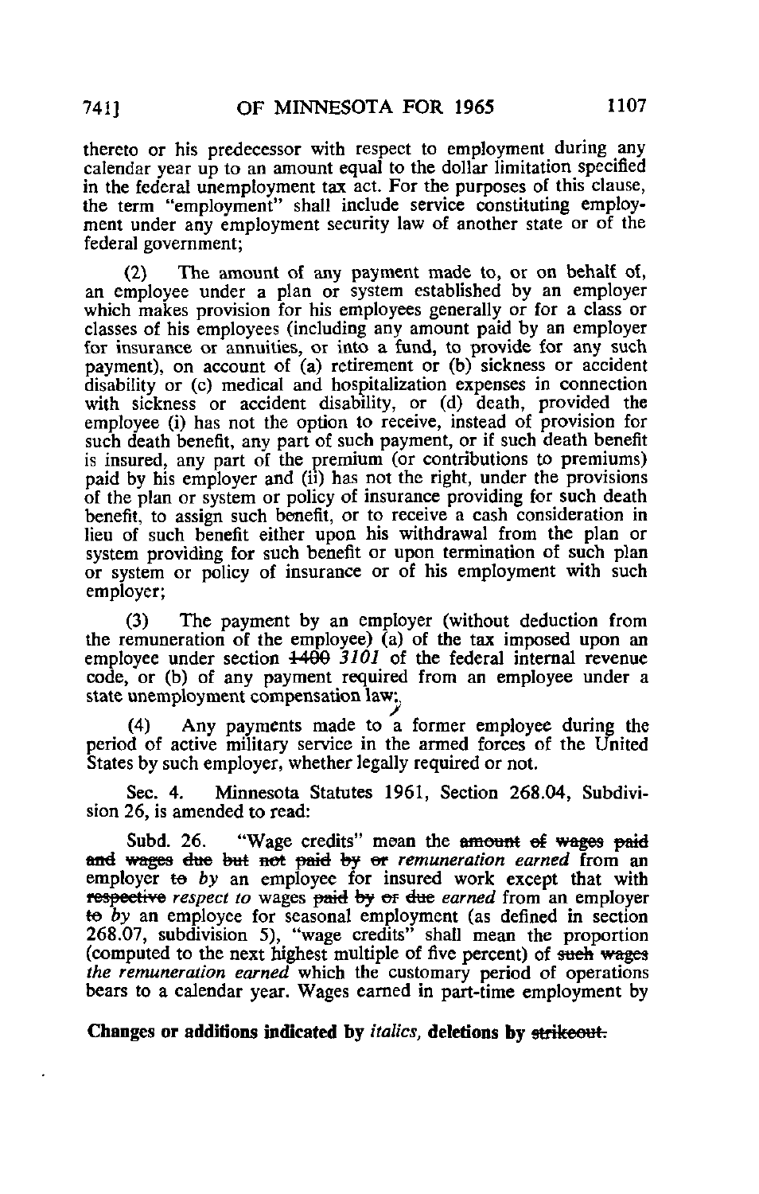thereto or his predecessor with respect to employment during any calendar year up to an amount equal to the dollar limitation specified in the federal unemployment tax act. For the purposes of this clause, the term "employment" shall include service constituting employment under any employment security law of another state or of the federal government;

(2) The amount of any payment made to, or on behalf of, an employee under a plan or system established by an employer which makes provision for his employees generally or for a class or classes of his employees (including any amount paid by an employer for insurance or annuities, or into a fund, to provide for any such payment), on account of (a) retirement or (b) sickness or accident disability or (c) medical and hospitalization expenses in connection with sickness or accident disability, or (d) death, provided the employee (i) has not the option to receive, instead of provision for such death benefit, any part of such payment, or if such death benefit is insured, any part of the premium (or contributions to premiums) paid by his employer and (ii) has not the right, under the provisions of the plan or system or policy of insurance providing for such death benefit, to assign such benefit, or to receive a cash consideration in lieu of such benefit either upon his withdrawal from the plan or system providing for such benefit or upon termination of such plan or system or policy of insurance or of his employment with such employer;

(3) The payment by an employer (without deduction from the remuneration of the employee) (a) of the tax imposed upon an employee under section ~~1400~~ *3101* of the federal internal revenue code, or (b) of any payment required from an employee under a state unemployment compensation law;*,*

(4) Any payments made to a former employee during the period of active military service in the armed forces of the United States by such employer, whether legally required or not.

Sec. 4. Minnesota Statutes 1961, Section 268.04, Subdivision 26, is amended to read:

Subd. 26. "Wage credits" mean the ~~amount of wages paid and wages due but not paid by or~~ *remuneration earned* from an employer ~~to~~ *by* an employee for insured work except that with ~~respective~~ *respect to* wages ~~paid by or due~~ *earned* from an employer ~~to~~ *by* an employee for seasonal employment (as defined in section 268.07, subdivision 5), "wage credits" shall mean the proportion (computed to the next highest multiple of five percent) of ~~such wages~~ *the remuneration earned* which the customary period of operations bears to a calendar year. Wages earned in part-time employment by

**Changes or additions indicated by *italics*, deletions by ~~strikeout.~~**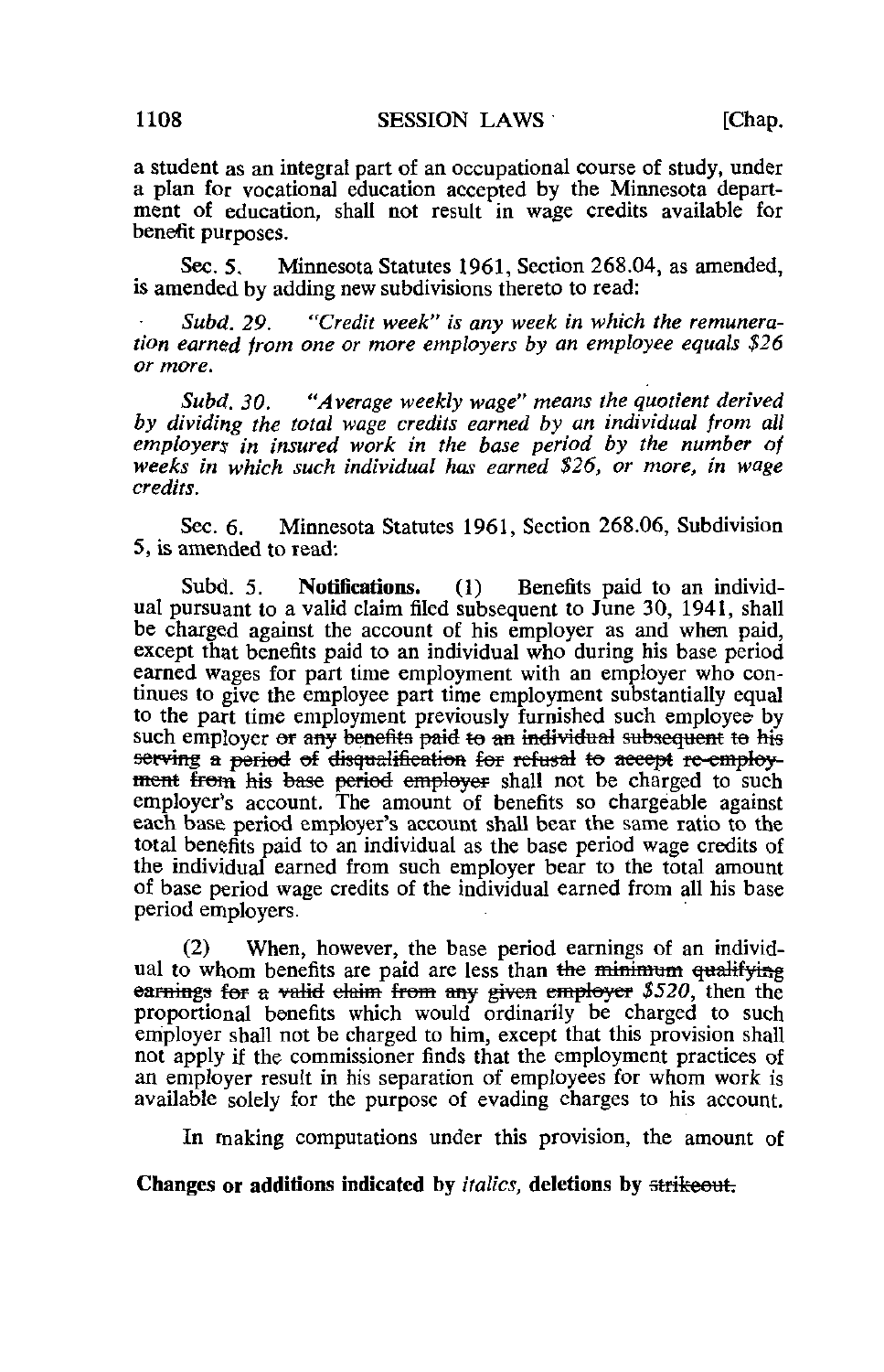a student as an integral part of an occupational course of study, under a plan for vocational education accepted by the Minnesota department of education, shall not result in wage credits available for benefit purposes.

Sec. 5. Minnesota Statutes 1961, Section 268.04, as amended, is amended by adding new subdivisions thereto to read:

*Subd. 29. "Credit week" is any week in which the remuneration earned from one or more employers by an employee equals $26 or more.*

*Subd. 30. "Average weekly wage" means the quotient derived by dividing the total wage credits earned by an individual from all employers in insured work in the base period by the number of weeks in which such individual has earned $26, or more, in wage credits.*

Sec. 6. Minnesota Statutes 1961, Section 268.06, Subdivision 5, is amended to read:

Subd. 5. **Notifications.** (1) Benefits paid to an individual pursuant to a valid claim filed subsequent to June 30, 1941, shall be charged against the account of his employer as and when paid, except that benefits paid to an individual who during his base period earned wages for part time employment with an employer who continues to give the employee part time employment substantially equal to the part time employment previously furnished such employee by such employer ~~or any benefits paid to an individual subsequent to his serving a period of disqualification for refusal to accept re-employment from his base period employer~~ shall not be charged to such employer's account. The amount of benefits so chargeable against each base period employer's account shall bear the same ratio to the total benefits paid to an individual as the base period wage credits of the individual earned from such employer bear to the total amount of base period wage credits of the individual earned from all his base period employers.

(2) When, however, the base period earnings of an individual to whom benefits are paid are less than ~~the minimum qualifying earnings for a valid claim from any given employer~~ *$520,* then the proportional benefits which would ordinarily be charged to such employer shall not be charged to him, except that this provision shall not apply if the commissioner finds that the employment practices of an employer result in his separation of employees for whom work is available solely for the purpose of evading charges to his account.

In making computations under this provision, the amount of

**Changes or additions indicated by *italics*, deletions by ~~strikeout.~~**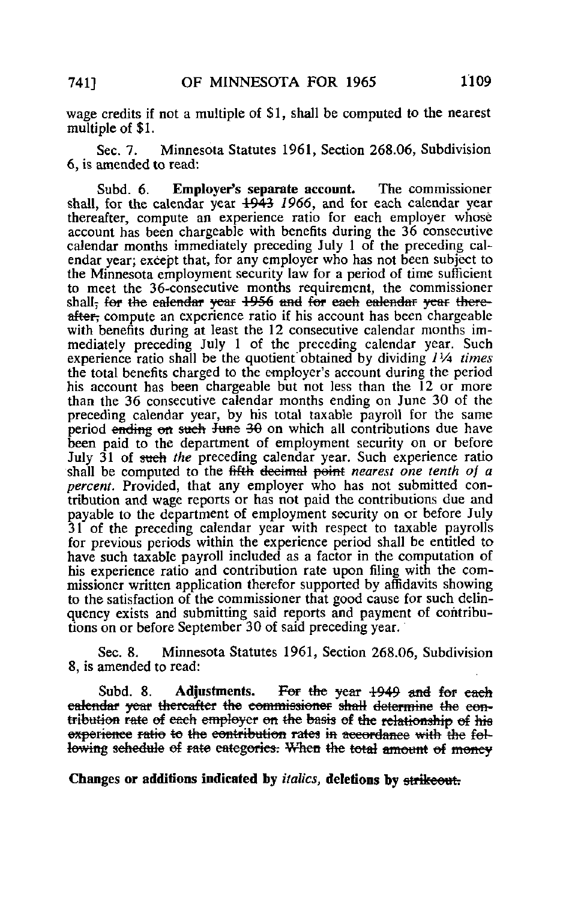wage credits if not a multiple of $1, shall be computed to the nearest multiple of $1.

Sec. 7. Minnesota Statutes 1961, Section 268.06, Subdivision 6, is amended to read:

Subd. 6. **Employer's separate account.** The commissioner shall, for the calendar year ~~1943~~ *1966*, and for each calendar year thereafter, compute an experience ratio for each employer whose account has been chargeable with benefits during the 36 consecutive calendar months immediately preceding July 1 of the preceding calendar year; except that, for any employer who has not been subject to the Minnesota employment security law for a period of time sufficient to meet the 36-consecutive months requirement, the commissioner shall~~, for the calendar year 1956 and for each calendar year thereafter,~~ compute an experience ratio if his account has been chargeable with benefits during at least the 12 consecutive calendar months immediately preceding July 1 of the preceding calendar year. Such experience ratio shall be the quotient obtained by dividing *1¼ times* the total benefits charged to the employer's account during the period his account has been chargeable but not less than the 12 or more than the 36 consecutive calendar months ending on June 30 of the preceding calendar year, by his total taxable payroll for the same period ~~ending on such June 30~~ on which all contributions due have been paid to the department of employment security on or before July 31 of ~~such~~ *the* preceding calendar year. Such experience ratio shall be computed to the ~~fifth decimal point~~ *nearest one tenth of a percent.* Provided, that any employer who has not submitted contribution and wage reports or has not paid the contributions due and payable to the department of employment security on or before July 31 of the preceding calendar year with respect to taxable payrolls for previous periods within the experience period shall be entitled to have such taxable payroll included as a factor in the computation of his experience ratio and contribution rate upon filing with the commissioner written application therefor supported by affidavits showing to the satisfaction of the commissioner that good cause for such delinquency exists and submitting said reports and payment of contributions on or before September 30 of said preceding year.

Sec. 8. Minnesota Statutes 1961, Section 268.06, Subdivision 8, is amended to read:

Subd. 8. **Adjustments.** ~~For the year 1949 and for each calendar year thereafter the commissioner shall determine the contribution rate of each employer on the basis of the relationship of his experience ratio to the contribution rates in accordance with the following schedule of rate categories. When the total amount of money~~

**Changes or additions indicated by** *italics*, **deletions by** ~~strikeout.~~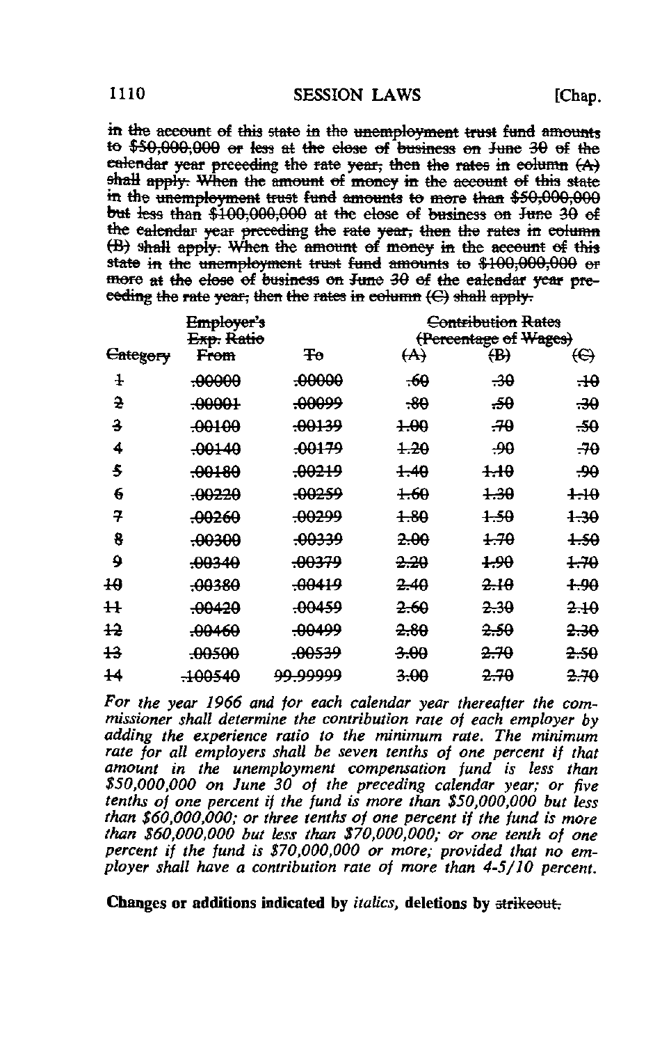~~in the account of this state in the unemployment trust fund amounts to \$50,000,000 or less at the close of business on June 30 of the calendar year preceding the rate year, then the rates in column (A) shall apply. When the amount of money in the account of this state in the unemployment trust fund amounts to more than \$50,000,000 but less than \$100,000,000 at the close of business on June 30 of the calendar year preceding the rate year, then the rates in column (B) shall apply. When the amount of money in the account of this state in the unemployment trust fund amounts to \$100,000,000 or more at the close of business on June 30 of the calendar year preceding the rate year, then the rates in column (C) shall apply.~~

| | ~~Employer's Exp. Ratio~~ | | ~~Contribution Rates (Percentage of Wages)~~ | | |
|---|---|---|---|---|---|
| ~~Category~~ | ~~From~~ | ~~To~~ | ~~(A)~~ | ~~(B)~~ | ~~(C)~~ |
| ~~1~~ | ~~.00000~~ | ~~.00000~~ | ~~.60~~ | ~~.30~~ | ~~.10~~ |
| ~~2~~ | ~~.00001~~ | ~~.00099~~ | ~~.80~~ | ~~.50~~ | ~~.30~~ |
| ~~3~~ | ~~.00100~~ | ~~.00139~~ | ~~1.00~~ | ~~.70~~ | ~~.50~~ |
| ~~4~~ | ~~.00140~~ | ~~.00179~~ | ~~1.20~~ | ~~.90~~ | ~~.70~~ |
| ~~5~~ | ~~.00180~~ | ~~.00219~~ | ~~1.40~~ | ~~1.10~~ | ~~.90~~ |
| ~~6~~ | ~~.00220~~ | ~~.00259~~ | ~~1.60~~ | ~~1.30~~ | ~~1.10~~ |
| ~~7~~ | ~~.00260~~ | ~~.00299~~ | ~~1.80~~ | ~~1.50~~ | ~~1.30~~ |
| ~~8~~ | ~~.00300~~ | ~~.00339~~ | ~~2.00~~ | ~~1.70~~ | ~~1.50~~ |
| ~~9~~ | ~~.00340~~ | ~~.00379~~ | ~~2.20~~ | ~~1.90~~ | ~~1.70~~ |
| ~~10~~ | ~~.00380~~ | ~~.00419~~ | ~~2.40~~ | ~~2.10~~ | ~~1.90~~ |
| ~~11~~ | ~~.00420~~ | ~~.00459~~ | ~~2.60~~ | ~~2.30~~ | ~~2.10~~ |
| ~~12~~ | ~~.00460~~ | ~~.00499~~ | ~~2.80~~ | ~~2.50~~ | ~~2.30~~ |
| ~~13~~ | ~~.00500~~ | ~~.00539~~ | ~~3.00~~ | ~~2.70~~ | ~~2.50~~ |
| ~~14~~ | ~~.00540~~ | ~~99.99999~~ | ~~3.00~~ | ~~2.70~~ | ~~2.70~~ |

*For the year 1966 and for each calendar year thereafter the commissioner shall determine the contribution rate of each employer by adding the experience ratio to the minimum rate. The minimum rate for all employers shall be seven tenths of one percent if that amount in the unemployment compensation fund is less than \$50,000,000 on June 30 of the preceding calendar year; or five tenths of one percent if the fund is more than \$50,000,000 but less than \$60,000,000; or three tenths of one percent if the fund is more than \$60,000,000 but less than \$70,000,000; or one tenth of one percent if the fund is \$70,000,000 or more; provided that no employer shall have a contribution rate of more than 4-5/10 percent.*

**Changes or additions indicated by *italics*, deletions by ~~strikeout~~.**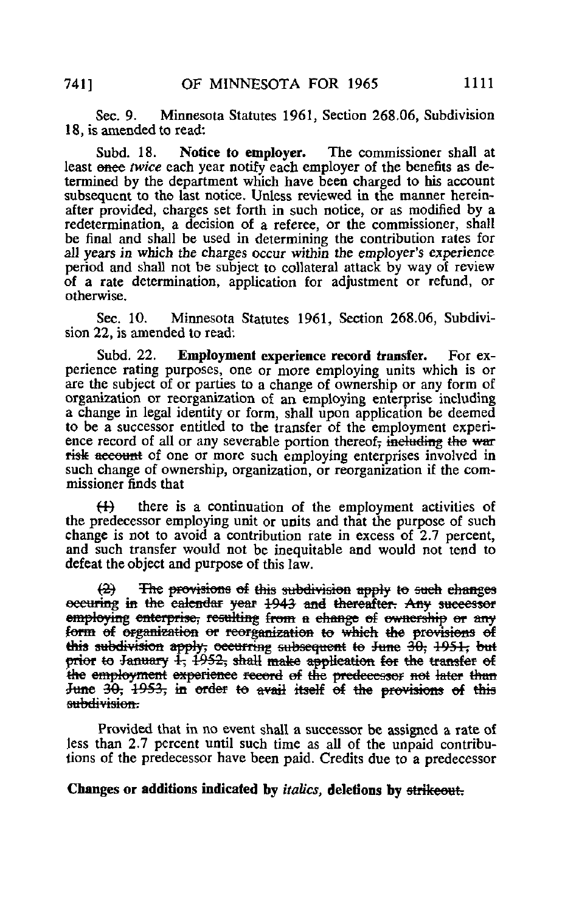Sec. 9. Minnesota Statutes 1961, Section 268.06, Subdivision 18, is amended to read:

Subd. 18. **Notice to employer.** The commissioner shall at least ~~once~~ *twice* each year notify each employer of the benefits as determined by the department which have been charged to his account subsequent to the last notice. Unless reviewed in the manner hereinafter provided, charges set forth in such notice, or as modified by a redetermination, a decision of a referee, or the commissioner, shall be final and shall be used in determining the contribution rates for *all years in which the charges occur within the employer's experience period* and shall not be subject to collateral attack by way of review of a rate determination, application for adjustment or refund, or otherwise.

Sec. 10. Minnesota Statutes 1961, Section 268.06, Subdivision 22, is amended to read:

Subd. 22. **Employment experience record transfer.** For experience rating purposes, one or more employing units which is or are the subject of or parties to a change of ownership or any form of organization or reorganization of an employing enterprise including a change in legal identity or form, shall upon application be deemed to be a successor entitled to the transfer of the employment experience record of all or any severable portion thereof~~, including the war risk account~~ of one or more such employing enterprises involved in such change of ownership, organization, or reorganization if the commissioner finds that

~~(1)~~ there is a continuation of the employment activities of the predecessor employing unit or units and that the purpose of such change is not to avoid a contribution rate in excess of 2.7 percent, and such transfer would not be inequitable and would not tend to defeat the object and purpose of this law.

~~(2) The provisions of this subdivision apply to such changes occuring in the calendar year 1943 and thereafter. Any successor employing enterprise, resulting from a change of ownership or any form of organization or reorganization to which the provisions of this subdivision apply, occurring subsequent to June 30, 1951, but prior to January 1, 1952, shall make application for the transfer of the employment experience record of the predecessor not later than June 30, 1953, in order to avail itself of the provisions of this subdivision.~~

Provided that in no event shall a successor be assigned a rate of less than 2.7 percent until such time as all of the unpaid contributions of the predecessor have been paid. Credits due to a predecessor

**Changes or additions indicated by *italics*, deletions by ~~strikeout.~~**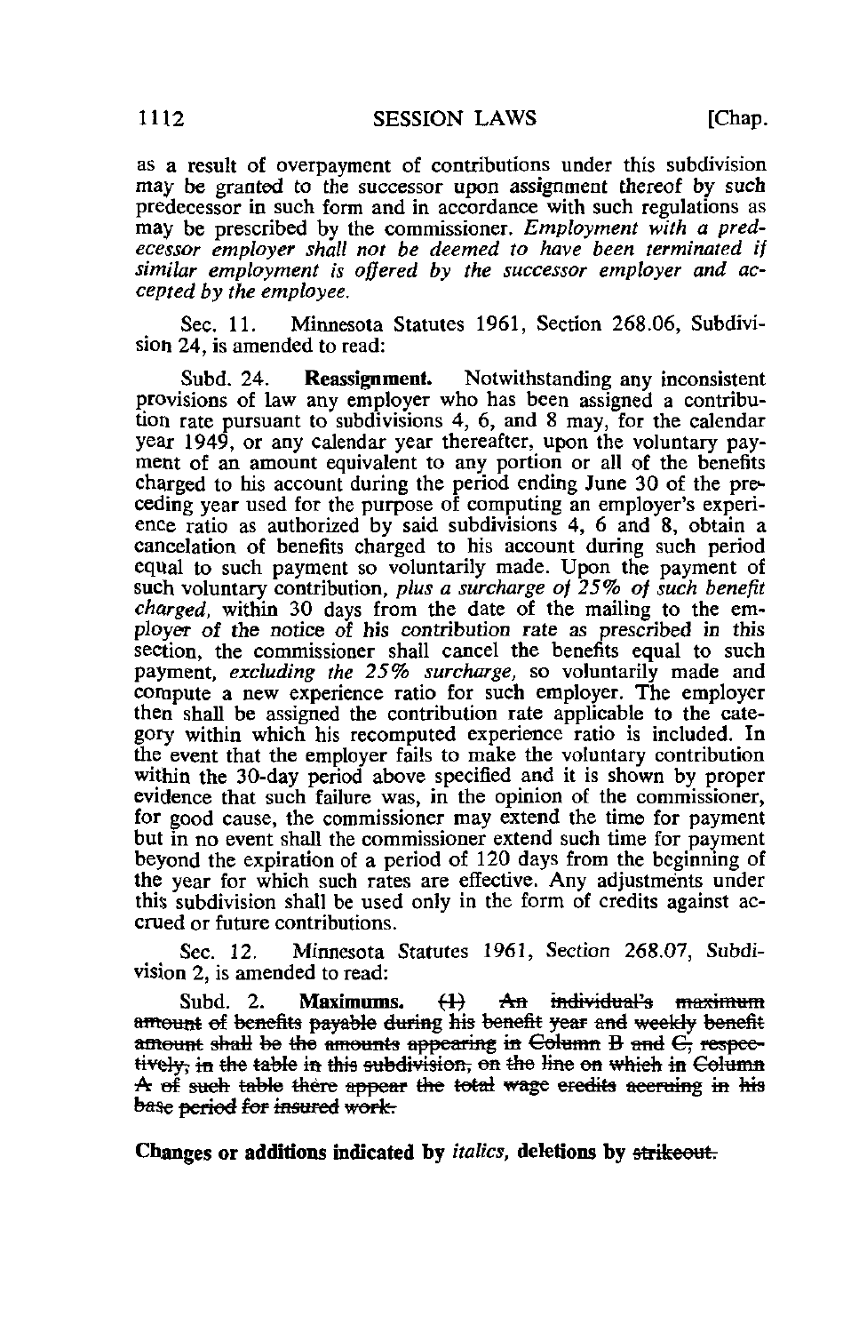as a result of overpayment of contributions under this subdivision may be granted to the successor upon assignment thereof by such predecessor in such form and in accordance with such regulations as may be prescribed by the commissioner. *Employment with a predecessor employer shall not be deemed to have been terminated if similar employment is offered by the successor employer and accepted by the employee.*

Sec. 11. Minnesota Statutes 1961, Section 268.06, Subdivision 24, is amended to read:

Subd. 24. **Reassignment.** Notwithstanding any inconsistent provisions of law any employer who has been assigned a contribution rate pursuant to subdivisions 4, 6, and 8 may, for the calendar year 1949, or any calendar year thereafter, upon the voluntary payment of an amount equivalent to any portion or all of the benefits charged to his account during the period ending June 30 of the preceding year used for the purpose of computing an employer's experience ratio as authorized by said subdivisions 4, 6 and 8, obtain a cancelation of benefits charged to his account during such period equal to such payment so voluntarily made. Upon the payment of such voluntary contribution, *plus a surcharge of 25% of such benefit charged,* within 30 days from the date of the mailing to the employer of the notice of his contribution rate as prescribed in this section, the commissioner shall cancel the benefits equal to such payment, *excluding the 25% surcharge,* so voluntarily made and compute a new experience ratio for such employer. The employer then shall be assigned the contribution rate applicable to the category within which his recomputed experience ratio is included. In the event that the employer fails to make the voluntary contribution within the 30-day period above specified and it is shown by proper evidence that such failure was, in the opinion of the commissioner, for good cause, the commissioner may extend the time for payment but in no event shall the commissioner extend such time for payment beyond the expiration of a period of 120 days from the beginning of the year for which such rates are effective. Any adjustments under this subdivision shall be used only in the form of credits against accrued or future contributions.

Sec. 12. Minnesota Statutes 1961, Section 268.07, Subdivision 2, is amended to read:

Subd. 2. **Maximums.** ~~(1) An individual's maximum amount of benefits payable during his benefit year and weekly benefit amount shall be the amounts appearing in Column B and C, respectively, in the table in this subdivision, on the line on which in Column A of such table there appear the total wage credits accruing in his base period for insured work.~~

**Changes or additions indicated by** *italics*, **deletions by** ~~strikeout.~~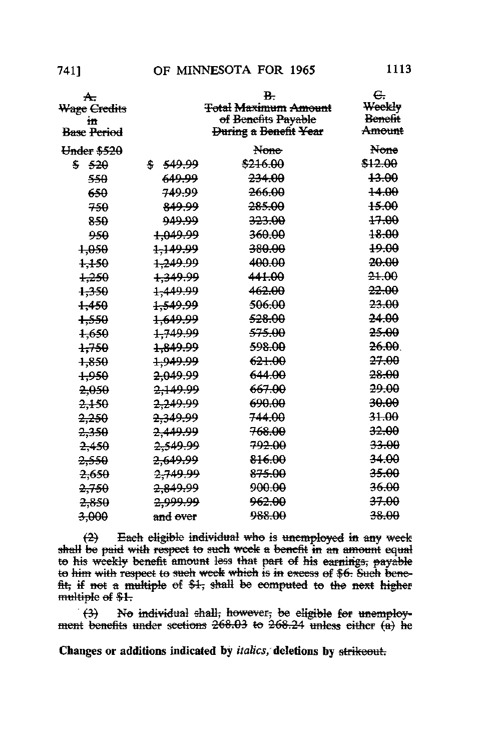| A. Wage Credits in Base Period | | B. Total Maximum Amount of Benefits Payable During a Benefit Year | C. Weekly Benefit Amount |
|---|---|---|---|
| Under $520 | | None | None |
| $ 520 | $ 549.99 | $216.00 | $12.00 |
| 550 | 649.99 | 234.00 | 13.00 |
| 650 | 749.99 | 266.00 | 14.00 |
| 750 | 849.99 | 285.00 | 15.00 |
| 850 | 949.99 | 323.00 | 17.00 |
| 950 | 1,049.99 | 360.00 | 18.00 |
| 1,050 | 1,149.99 | 380.00 | 19.00 |
| 1,150 | 1,249.99 | 400.00 | 20.00 |
| 1,250 | 1,349.99 | 441.00 | 21.00 |
| 1,350 | 1,449.99 | 462.00 | 22.00 |
| 1,450 | 1,549.99 | 506.00 | 23.00 |
| 1,550 | 1,649.99 | 528.00 | 24.00 |
| 1,650 | 1,749.99 | 575.00 | 25.00 |
| 1,750 | 1,849.99 | 598.00 | 26.00 |
| 1,850 | 1,949.99 | 621.00 | 27.00 |
| 1,950 | 2,049.99 | 644.00 | 28.00 |
| 2,050 | 2,149.99 | 667.00 | 29.00 |
| 2,150 | 2,249.99 | 690.00 | 30.00 |
| 2,250 | 2,349.99 | 744.00 | 31.00 |
| 2,350 | 2,449.99 | 768.00 | 32.00 |
| 2,450 | 2,549.99 | 792.00 | 33.00 |
| 2,550 | 2,649.99 | 816.00 | 34.00 |
| 2,650 | 2,749.99 | 875.00 | 35.00 |
| 2,750 | 2,849.99 | 900.00 | 36.00 |
| 2,850 | 2,999.99 | 962.00 | 37.00 |
| 3,000 | and over | 988.00 | 38.00 |

(2) Each eligible individual who is unemployed in any week shall be paid with respect to such week a benefit in an amount equal to his weekly benefit amount less that part of his earnings, payable to him with respect to such week which is in excess of $6. Such benefit, if not a multiple of $1, shall be computed to the next higher multiple of $1.

(3) No individual shall, however, be eligible for unemployment benefits under sections 268.03 to 268.24 unless either (a) he

**Changes or additions indicated by *italics*, deletions by ~~strikeout.~~**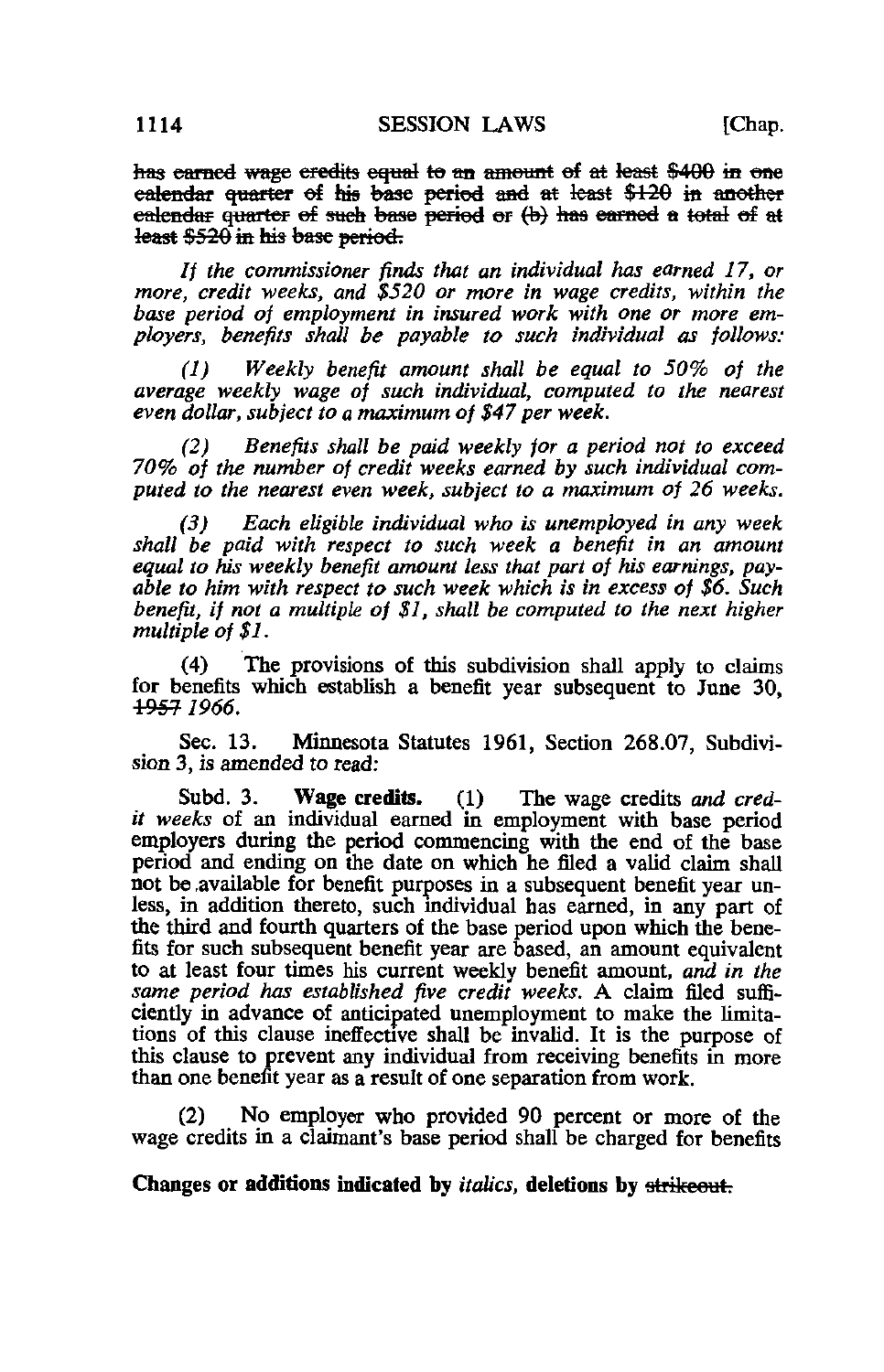~~has earned wage credits equal to an amount of at least $400 in one calendar quarter of his base period and at least $120 in another calendar quarter of such base period or (b) has earned a total of at least $520 in his base period.~~

*If the commissioner finds that an individual has earned 17, or more, credit weeks, and $520 or more in wage credits, within the base period of employment in insured work with one or more employers, benefits shall be payable to such individual as follows:*

*(1) Weekly benefit amount shall be equal to 50% of the average weekly wage of such individual, computed to the nearest even dollar, subject to a maximum of $47 per week.*

*(2) Benefits shall be paid weekly for a period not to exceed 70% of the number of credit weeks earned by such individual computed to the nearest even week, subject to a maximum of 26 weeks.*

*(3) Each eligible individual who is unemployed in any week shall be paid with respect to such week a benefit in an amount equal to his weekly benefit amount less that part of his earnings, payable to him with respect to such week which is in excess of $6. Such benefit, if not a multiple of $1, shall be computed to the next higher multiple of $1.*

(4) The provisions of this subdivision shall apply to claims for benefits which establish a benefit year subsequent to June 30, ~~1957~~ *1966.*

Sec. 13. Minnesota Statutes 1961, Section 268.07, Subdivision 3, is amended to read:

Subd. 3. **Wage credits.** (1) The wage credits *and credit weeks* of an individual earned in employment with base period employers during the period commencing with the end of the base period and ending on the date on which he filed a valid claim shall not be available for benefit purposes in a subsequent benefit year unless, in addition thereto, such individual has earned, in any part of the third and fourth quarters of the base period upon which the benefits for such subsequent benefit year are based, an amount equivalent to at least four times his current weekly benefit amount, *and in the same period has established five credit weeks.* A claim filed sufficiently in advance of anticipated unemployment to make the limitations of this clause ineffective shall be invalid. It is the purpose of this clause to prevent any individual from receiving benefits in more than one benefit year as a result of one separation from work.

(2) No employer who provided 90 percent or more of the wage credits in a claimant's base period shall be charged for benefits

**Changes or additions indicated by** *italics*, **deletions by** ~~strikeout.~~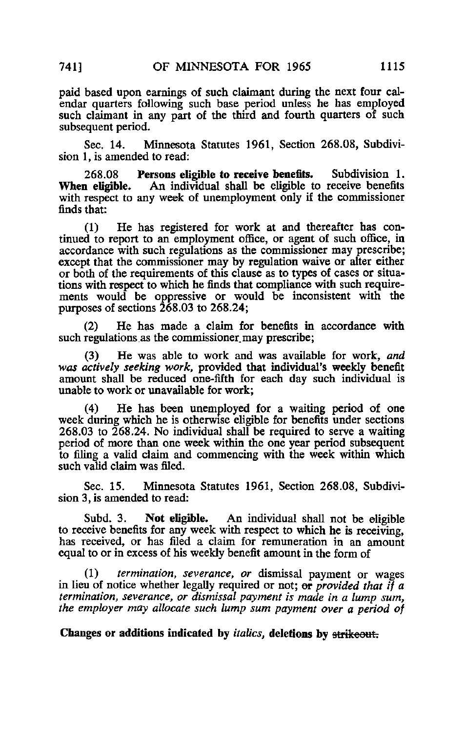paid based upon earnings of such claimant during the next four calendar quarters following such base period unless he has employed such claimant in any part of the third and fourth quarters of such subsequent period.

Sec. 14. Minnesota Statutes 1961, Section 268.08, Subdivision 1, is amended to read:

268.08 **Persons eligible to receive benefits.** Subdivision 1. **When eligible.** An individual shall be eligible to receive benefits with respect to any week of unemployment only if the commissioner finds that:

(1) He has registered for work at and thereafter has continued to report to an employment office, or agent of such office, in accordance with such regulations as the commissioner may prescribe; except that the commissioner may by regulation waive or alter either or both of the requirements of this clause as to types of cases or situations with respect to which he finds that compliance with such requirements would be oppressive or would be inconsistent with the purposes of sections 268.03 to 268.24;

(2) He has made a claim for benefits in accordance with such regulations as the commissioner may prescribe;

(3) He was able to work and was available for work, *and was actively seeking work,* provided that individual's weekly benefit amount shall be reduced one-fifth for each day such individual is unable to work or unavailable for work;

(4) He has been unemployed for a waiting period of one week during which he is otherwise eligible for benefits under sections 268.03 to 268.24. No individual shall be required to serve a waiting period of more than one week within the one year period subsequent to filing a valid claim and commencing with the week within which such valid claim was filed.

Sec. 15. Minnesota Statutes 1961, Section 268.08, Subdivision 3, is amended to read:

Subd. 3. **Not eligible.** An individual shall not be eligible to receive benefits for any week with respect to which he is receiving, has received, or has filed a claim for remuneration in an amount equal to or in excess of his weekly benefit amount in the form of

(1) *termination, severance, or* dismissal payment or wages in lieu of notice whether legally required or not; ~~or~~ *provided that if a termination, severance, or dismissal payment is made in a lump sum, the employer may allocate such lump sum payment over a period of*

**Changes or additions indicated by** *italics,* **deletions by** ~~strikeout.~~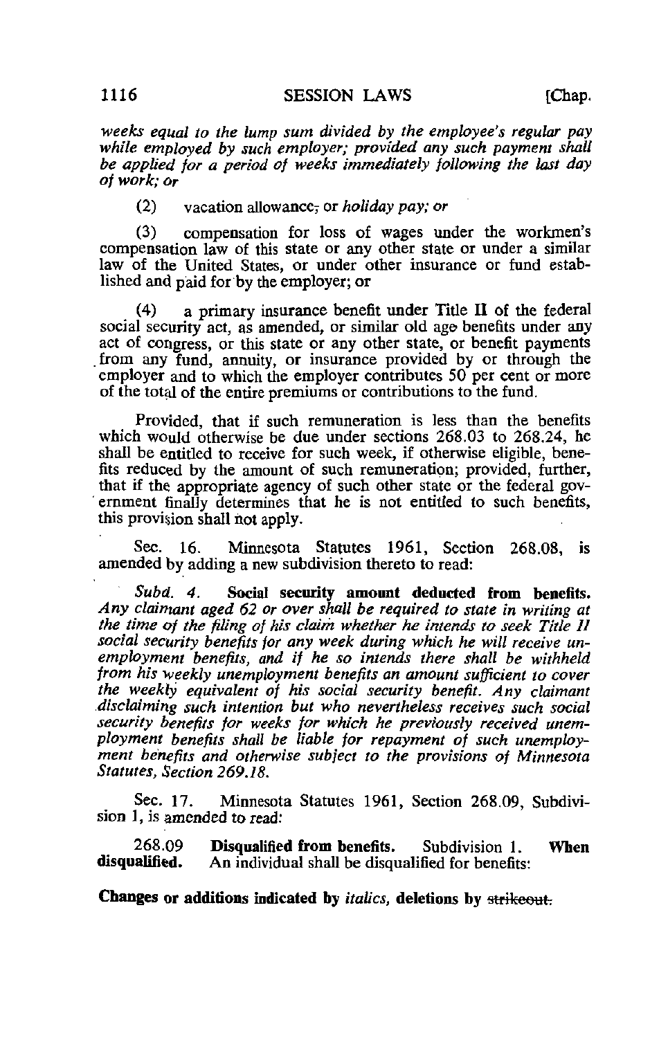*weeks equal to the lump sum divided by the employee's regular pay while employed by such employer; provided any such payment shall be applied for a period of weeks immediately following the last day of work; or*

(2) vacation allowance~~,~~ or *holiday pay; or*

(3) compensation for loss of wages under the workmen's compensation law of this state or any other state or under a similar law of the United States, or under other insurance or fund established and paid for by the employer; or

(4) a primary insurance benefit under Title II of the federal social security act, as amended, or similar old age benefits under any act of congress, or this state or any other state, or benefit payments from any fund, annuity, or insurance provided by or through the employer and to which the employer contributes 50 per cent or more of the total of the entire premiums or contributions to the fund.

Provided, that if such remuneration is less than the benefits which would otherwise be due under sections 268.03 to 268.24, he shall be entitled to receive for such week, if otherwise eligible, benefits reduced by the amount of such remuneration; provided, further, that if the appropriate agency of such other state or the federal government finally determines that he is not entitled to such benefits, this provision shall not apply.

Sec. 16. Minnesota Statutes 1961, Section 268.08, is amended by adding a new subdivision thereto to read:

*Subd. 4.* **Social security amount deducted from benefits.** *Any claimant aged 62 or over shall be required to state in writing at the time of the filing of his claim whether he intends to seek Title II social security benefits for any week during which he will receive unemployment benefits, and if he so intends there shall be withheld from his weekly unemployment benefits an amount sufficient to cover the weekly equivalent of his social security benefit. Any claimant disclaiming such intention but who nevertheless receives such social security benefits for weeks for which he previously received unemployment benefits shall be liable for repayment of such unemployment benefits and otherwise subject to the provisions of Minnesota Statutes, Section 269.18.*

Sec. 17. Minnesota Statutes 1961, Section 268.09, Subdivision 1, is amended to read:

268.09 **Disqualified from benefits.** Subdivision 1. **When disqualified.** An individual shall be disqualified for benefits:

**Changes or additions indicated by** *italics*, **deletions by** ~~strikeout.~~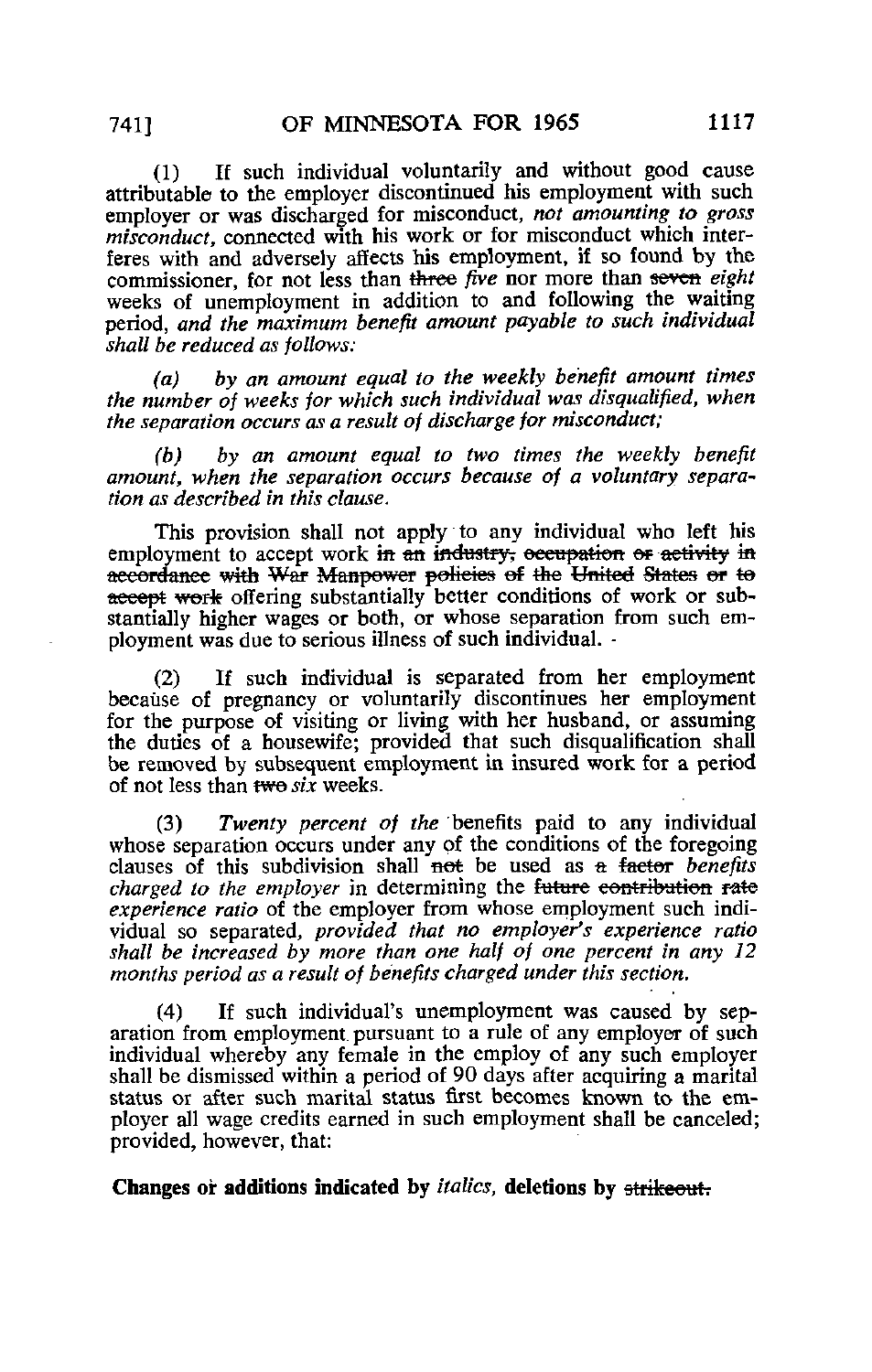(1) If such individual voluntarily and without good cause attributable to the employer discontinued his employment with such employer or was discharged for misconduct, *not amounting to gross misconduct*, connected with his work or for misconduct which interferes with and adversely affects his employment, if so found by the commissioner, for not less than ~~three~~ *five* nor more than ~~seven~~ *eight* weeks of unemployment in addition to and following the waiting period, *and the maximum benefit amount payable to such individual shall be reduced as follows:*

*(a) by an amount equal to the weekly benefit amount times the number of weeks for which such individual was disqualified, when the separation occurs as a result of discharge for misconduct;*

*(b) by an amount equal to two times the weekly benefit amount, when the separation occurs because of a voluntary separation as described in this clause.*

This provision shall not apply to any individual who left his employment to accept work ~~in an industry, occupation or activity in accordance with War Manpower policies of the United States or to accept work~~ offering substantially better conditions of work or substantially higher wages or both, or whose separation from such employment was due to serious illness of such individual.

(2) If such individual is separated from her employment because of pregnancy or voluntarily discontinues her employment for the purpose of visiting or living with her husband, or assuming the duties of a housewife; provided that such disqualification shall be removed by subsequent employment in insured work for a period of not less than ~~two~~ *six* weeks.

(3) *Twenty percent of the* benefits paid to any individual whose separation occurs under any of the conditions of the foregoing clauses of this subdivision shall ~~not~~ be used as ~~a factor~~ *benefits charged to the employer* in determining the ~~future contribution rate~~ *experience ratio* of the employer from whose employment such individual so separated, *provided that no employer's experience ratio shall be increased by more than one half of one percent in any 12 months period as a result of benefits charged under this section.*

(4) If such individual's unemployment was caused by separation from employment pursuant to a rule of any employer of such individual whereby any female in the employ of any such employer shall be dismissed within a period of 90 days after acquiring a marital status or after such marital status first becomes known to the employer all wage credits earned in such employment shall be canceled; provided, however, that:

**Changes or additions indicated by *italics*, deletions by ~~strikeout.~~**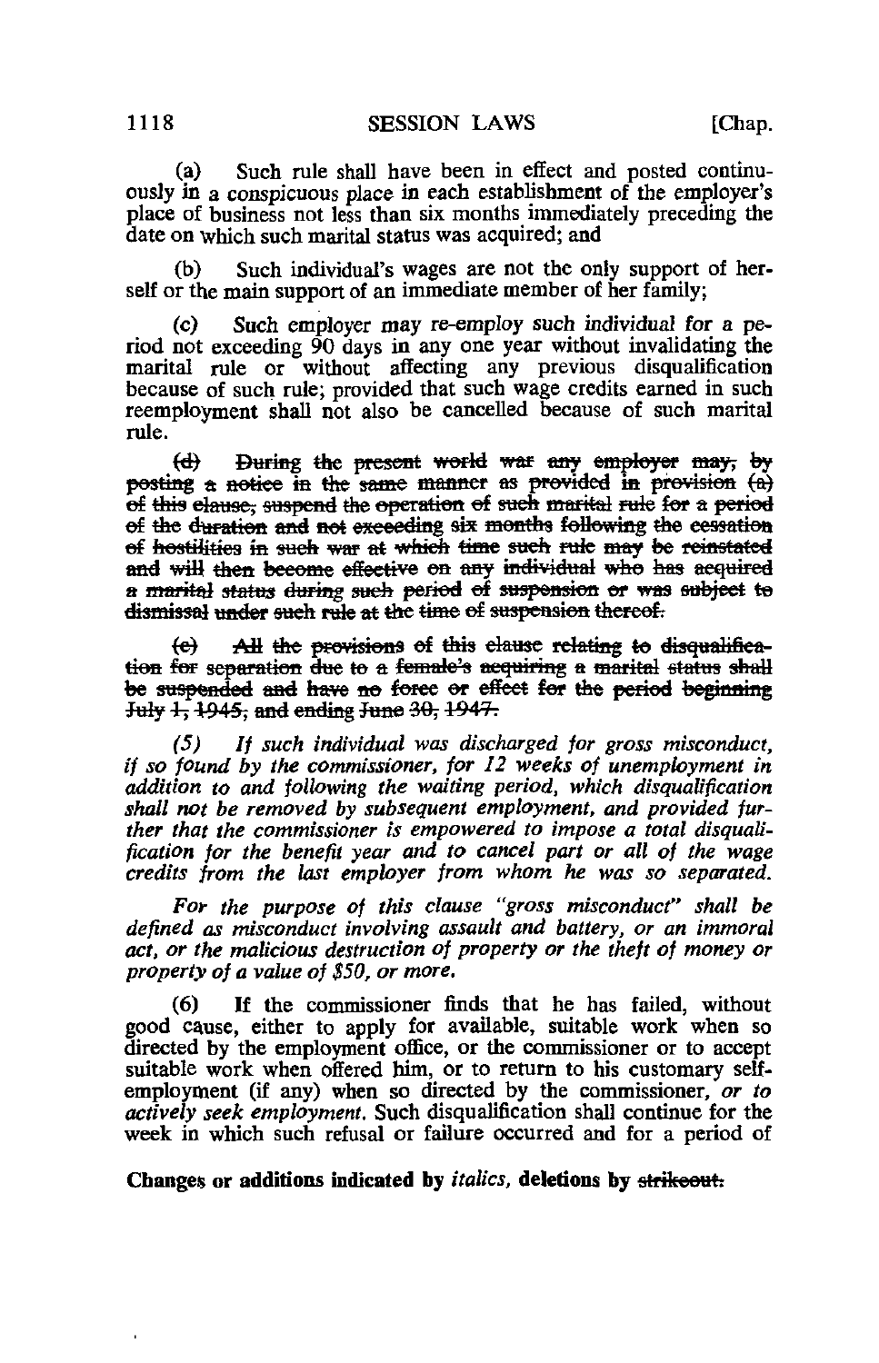(a) Such rule shall have been in effect and posted continuously in a conspicuous place in each establishment of the employer's place of business not less than six months immediately preceding the date on which such marital status was acquired; and

(b) Such individual's wages are not the only support of herself or the main support of an immediate member of her family;

(c) Such employer may re-employ such individual for a period not exceeding 90 days in any one year without invalidating the marital rule or without affecting any previous disqualification because of such rule; provided that such wage credits earned in such reemployment shall not also be cancelled because of such marital rule.

~~(d) During the present world war any employer may, by posting a notice in the same manner as provided in provision (a) of this clause, suspend the operation of such marital rule for a period of the duration and not exceeding six months following the cessation of hostilities in such war at which time such rule may be reinstated and will then become effective on any individual who has acquired a marital status during such period of suspension or was subject to dismissal under such rule at the time of suspension thereof.~~

~~(e) All the provisions of this clause relating to disqualification for separation due to a female's acquiring a marital status shall be suspended and have no force or effect for the period beginning July 1, 1945, and ending June 30, 1947.~~

*(5) If such individual was discharged for gross misconduct, if so found by the commissioner, for 12 weeks of unemployment in addition to and following the waiting period, which disqualification shall not be removed by subsequent employment, and provided further that the commissioner is empowered to impose a total disqualification for the benefit year and to cancel part or all of the wage credits from the last employer from whom he was so separated.*

*For the purpose of this clause "gross misconduct" shall be defined as misconduct involving assault and battery, or an immoral act, or the malicious destruction of property or the theft of money or property of a value of $50, or more.*

(6) If the commissioner finds that he has failed, without good cause, either to apply for available, suitable work when so directed by the employment office, or the commissioner or to accept suitable work when offered him, or to return to his customary self-employment (if any) when so directed by the commissioner, *or to actively seek employment.* Such disqualification shall continue for the week in which such refusal or failure occurred and for a period of

**Changes or additions indicated by *italics*, deletions by ~~strikeout~~.**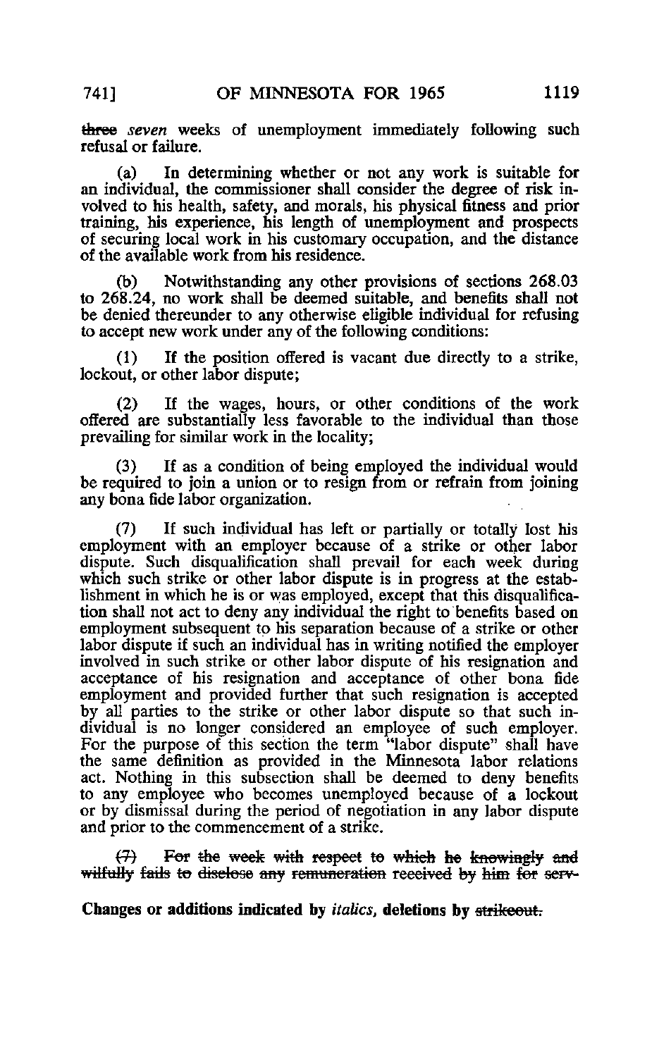~~three~~ *seven* weeks of unemployment immediately following such refusal or failure.

(a) In determining whether or not any work is suitable for an individual, the commissioner shall consider the degree of risk involved to his health, safety, and morals, his physical fitness and prior training, his experience, his length of unemployment and prospects of securing local work in his customary occupation, and the distance of the available work from his residence.

(b) Notwithstanding any other provisions of sections 268.03 to 268.24, no work shall be deemed suitable, and benefits shall not be denied thereunder to any otherwise eligible individual for refusing to accept new work under any of the following conditions:

(1) If the position offered is vacant due directly to a strike, lockout, or other labor dispute;

(2) If the wages, hours, or other conditions of the work offered are substantially less favorable to the individual than those prevailing for similar work in the locality;

(3) If as a condition of being employed the individual would be required to join a union or to resign from or refrain from joining any bona fide labor organization.

(7) If such individual has left or partially or totally lost his employment with an employer because of a strike or other labor dispute. Such disqualification shall prevail for each week during which such strike or other labor dispute is in progress at the establishment in which he is or was employed, except that this disqualification shall not act to deny any individual the right to benefits based on employment subsequent to his separation because of a strike or other labor dispute if such an individual has in writing notified the employer involved in such strike or other labor dispute of his resignation and acceptance of his resignation and acceptance of other bona fide employment and provided further that such resignation is accepted by all parties to the strike or other labor dispute so that such individual is no longer considered an employee of such employer. For the purpose of this section the term "labor dispute" shall have the same definition as provided in the Minnesota labor relations act. Nothing in this subsection shall be deemed to deny benefits to any employee who becomes unemployed because of a lockout or by dismissal during the period of negotiation in any labor dispute and prior to the commencement of a strike.

~~(7) For the week with respect to which he knowingly and wilfully fails to disclose any remuneration received by him for serv-~~

**Changes or additions indicated by** *italics*, **deletions by** ~~strikeout.~~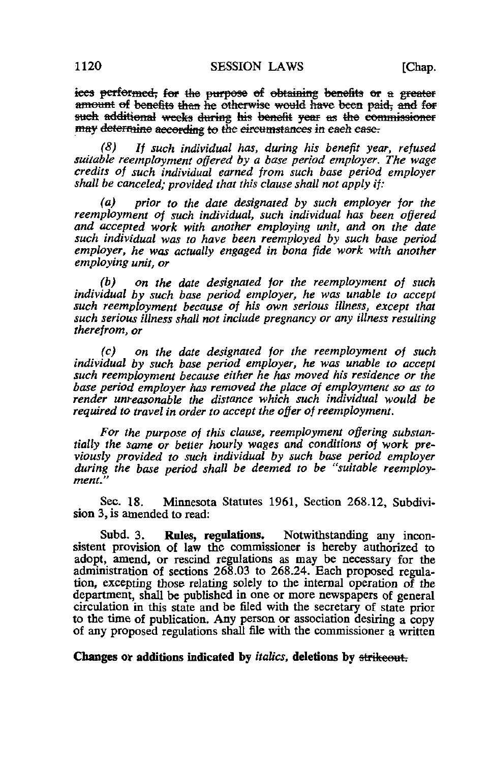~~ices performed, for the purpose of obtaining benefits or a greater amount of benefits than he otherwise would have been paid, and for such additional weeks during his benefit year as the commissioner may determine according to the circumstances in each case.~~

*(8) If such individual has, during his benefit year, refused suitable reemployment offered by a base period employer. The wage credits of such individual earned from such base period employer shall be canceled; provided that this clause shall not apply if:*

*(a) prior to the date designated by such employer for the reemployment of such individual, such individual has been offered and accepted work with another employing unit, and on the date such individual was to have been reemployed by such base period employer, he was actually engaged in bona fide work with another employing unit, or*

*(b) on the date designated for the reemployment of such individual by such base period employer, he was unable to accept such reemployment because of his own serious illness, except that such serious illness shall not include pregnancy or any illness resulting therefrom, or*

*(c) on the date designated for the reemployment of such individual by such base period employer, he was unable to accept such reemployment because either he has moved his residence or the base period employer has removed the place of employment so as to render unreasonable the distance which such individual would be required to travel in order to accept the offer of reemployment.*

*For the purpose of this clause, reemployment offering substantially the same or better hourly wages and conditions of work previously provided to such individual by such base period employer during the base period shall be deemed to be "suitable reemployment."*

Sec. 18. Minnesota Statutes 1961, Section 268.12, Subdivision 3, is amended to read:

Subd. 3. **Rules, regulations.** Notwithstanding any inconsistent provision of law the commissioner is hereby authorized to adopt, amend, or rescind regulations as may be necessary for the administration of sections 268.03 to 268.24. Each proposed regulation, excepting those relating solely to the internal operation of the department, shall be published in one or more newspapers of general circulation in this state and be filed with the secretary of state prior to the time of publication. Any person or association desiring a copy of any proposed regulations shall file with the commissioner a written

**Changes or additions indicated by *italics*, deletions by ~~strikeout.~~**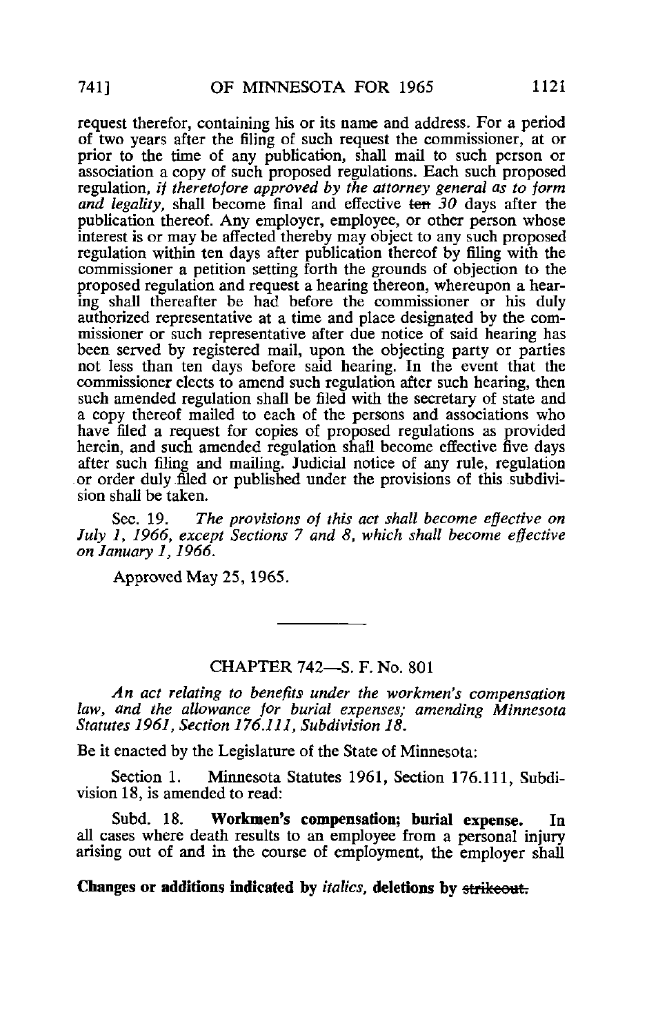request therefor, containing his or its name and address. For a period of two years after the filing of such request the commissioner, at or prior to the time of any publication, shall mail to such person or association a copy of such proposed regulations. Each such proposed regulation, *if theretofore approved by the attorney general as to form and legality,* shall become final and effective ~~ten~~ *30* days after the publication thereof. Any employer, employee, or other person whose interest is or may be affected thereby may object to any such proposed regulation within ten days after publication thereof by filing with the commissioner a petition setting forth the grounds of objection to the proposed regulation and request a hearing thereon, whereupon a hearing shall thereafter be had before the commissioner or his duly authorized representative at a time and place designated by the commissioner or such representative after due notice of said hearing has been served by registered mail, upon the objecting party or parties not less than ten days before said hearing. In the event that the commissioner elects to amend such regulation after such hearing, then such amended regulation shall be filed with the secretary of state and a copy thereof mailed to each of the persons and associations who have filed a request for copies of proposed regulations as provided herein, and such amended regulation shall become effective five days after such filing and mailing. Judicial notice of any rule, regulation or order duly filed or published under the provisions of this subdivision shall be taken.

Sec. 19. *The provisions of this act shall become effective on July 1, 1966, except Sections 7 and 8, which shall become effective on January 1, 1966.*

Approved May 25, 1965.

---

## CHAPTER 742—S. F. No. 801

*An act relating to benefits under the workmen's compensation law, and the allowance for burial expenses; amending Minnesota Statutes 1961, Section 176.111, Subdivision 18.*

Be it enacted by the Legislature of the State of Minnesota:

Section 1. Minnesota Statutes 1961, Section 176.111, Subdivision 18, is amended to read:

Subd. 18. **Workmen's compensation; burial expense.** In all cases where death results to an employee from a personal injury arising out of and in the course of employment, the employer shall

**Changes or additions indicated by** *italics*, **deletions by** ~~strikeout.~~